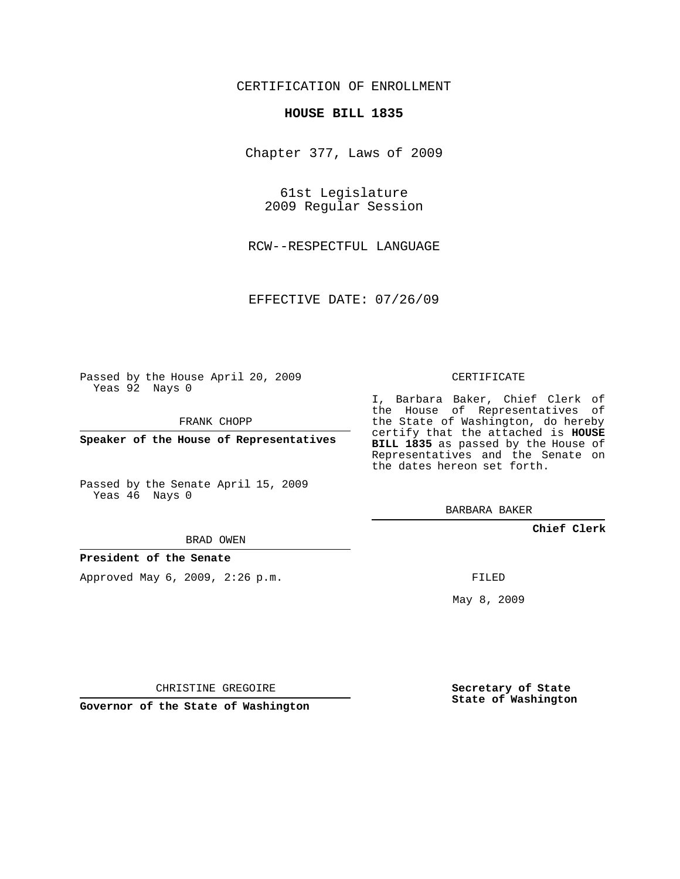CERTIFICATION OF ENROLLMENT

**HOUSE BILL 1835**

Chapter 377, Laws of 2009

61st Legislature
2009 Regular Session

RCW--RESPECTFUL LANGUAGE

EFFECTIVE DATE: 07/26/09

Passed by the House April 20, 2009
Yeas 92 Nays 0

FRANK CHOPP

**Speaker of the House of Representatives**

Passed by the Senate April 15, 2009
Yeas 46 Nays 0

BRAD OWEN

**President of the Senate**

Approved May 6, 2009, 2:26 p.m.

CHRISTINE GREGOIRE

**Governor of the State of Washington**

CERTIFICATE

I, Barbara Baker, Chief Clerk of the House of Representatives of the State of Washington, do hereby certify that the attached is **HOUSE BILL 1835** as passed by the House of Representatives and the Senate on the dates hereon set forth.

BARBARA BAKER

**Chief Clerk**

FILED

May 8, 2009

**Secretary of State**
**State of Washington**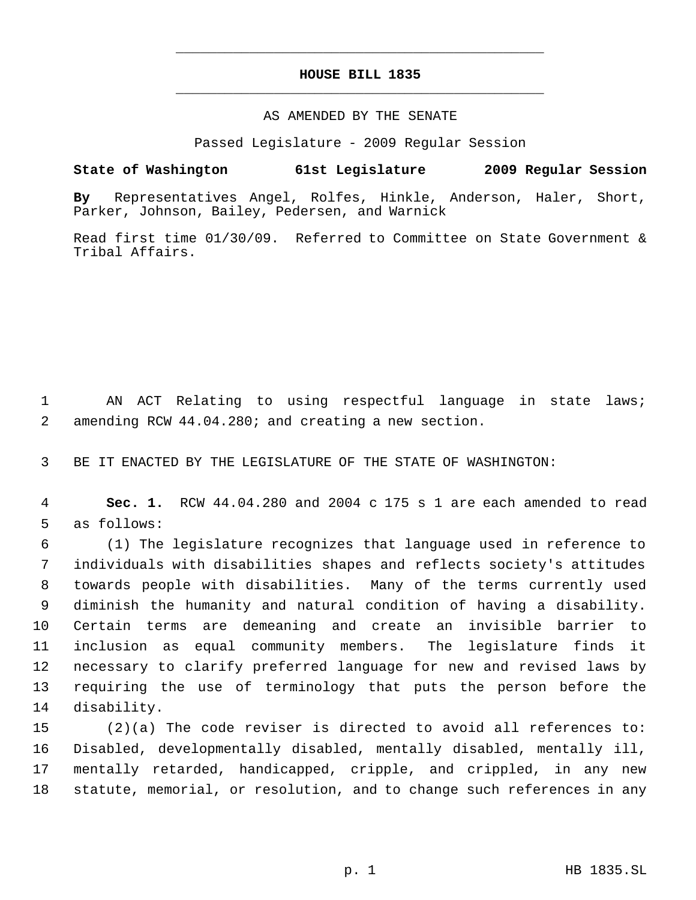# HOUSE BILL 1835

AS AMENDED BY THE SENATE

Passed Legislature - 2009 Regular Session

**State of Washington 61st Legislature 2009 Regular Session**

**By** Representatives Angel, Rolfes, Hinkle, Anderson, Haler, Short, Parker, Johnson, Bailey, Pedersen, and Warnick

Read first time 01/30/09. Referred to Committee on State Government & Tribal Affairs.

1 AN ACT Relating to using respectful language in state laws; 2 amending RCW 44.04.280; and creating a new section.

3 BE IT ENACTED BY THE LEGISLATURE OF THE STATE OF WASHINGTON:

4 **Sec. 1.** RCW 44.04.280 and 2004 c 175 s 1 are each amended to read 5 as follows:

6 (1) The legislature recognizes that language used in reference to 7 individuals with disabilities shapes and reflects society's attitudes 8 towards people with disabilities. Many of the terms currently used 9 diminish the humanity and natural condition of having a disability. 10 Certain terms are demeaning and create an invisible barrier to 11 inclusion as equal community members. The legislature finds it 12 necessary to clarify preferred language for new and revised laws by 13 requiring the use of terminology that puts the person before the 14 disability.

15 (2)(a) The code reviser is directed to avoid all references to: 16 Disabled, developmentally disabled, mentally disabled, mentally ill, 17 mentally retarded, handicapped, cripple, and crippled, in any new 18 statute, memorial, or resolution, and to change such references in any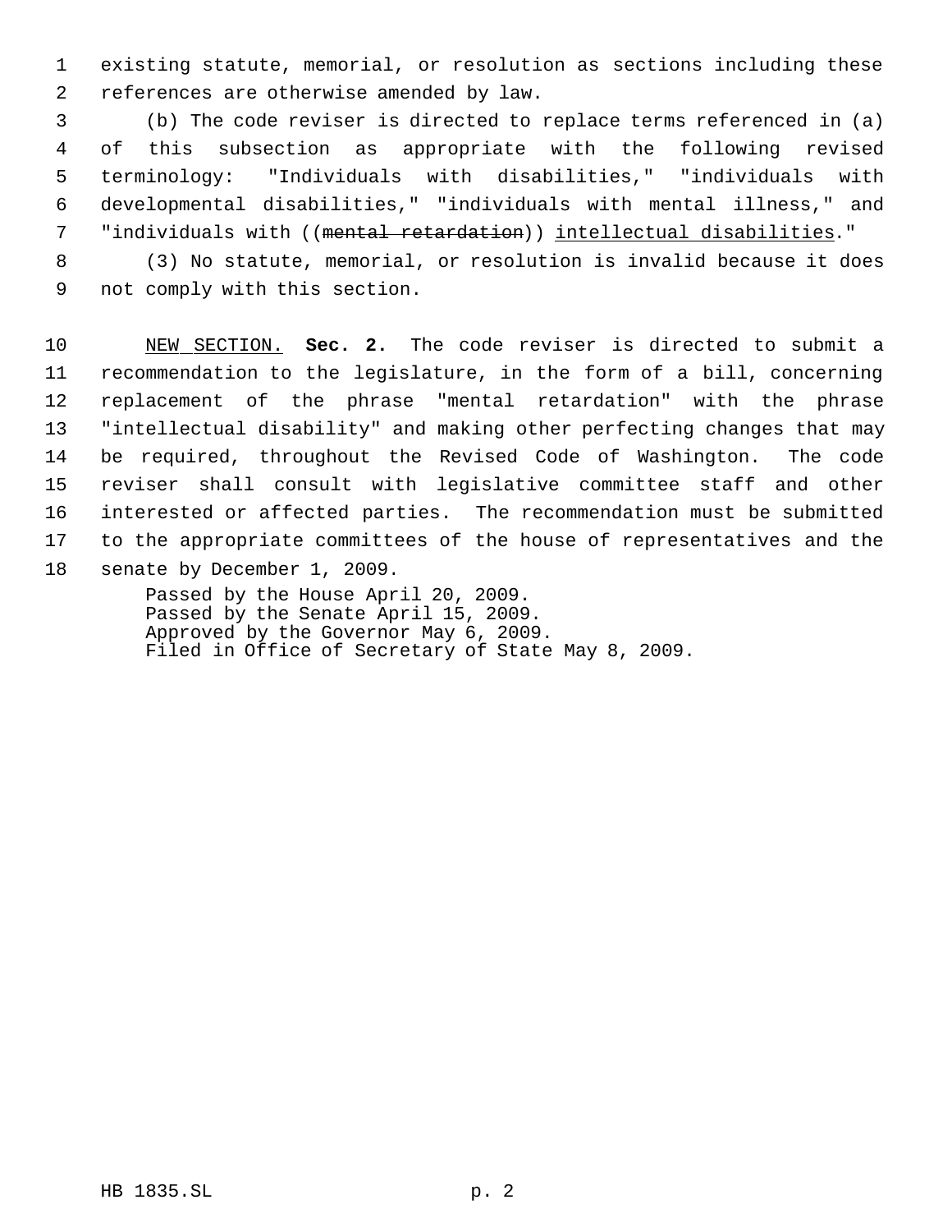existing statute, memorial, or resolution as sections including these references are otherwise amended by law.

(b) The code reviser is directed to replace terms referenced in (a) of this subsection as appropriate with the following revised terminology: "Individuals with disabilities," "individuals with developmental disabilities," "individuals with mental illness," and "individuals with ((~~mental retardation~~)) <u>intellectual disabilities</u>."

(3) No statute, memorial, or resolution is invalid because it does not comply with this section.

<u>NEW SECTION.</u> **Sec. 2.** The code reviser is directed to submit a recommendation to the legislature, in the form of a bill, concerning replacement of the phrase "mental retardation" with the phrase "intellectual disability" and making other perfecting changes that may be required, throughout the Revised Code of Washington. The code reviser shall consult with legislative committee staff and other interested or affected parties. The recommendation must be submitted to the appropriate committees of the house of representatives and the senate by December 1, 2009.

Passed by the House April 20, 2009.
Passed by the Senate April 15, 2009.
Approved by the Governor May 6, 2009.
Filed in Office of Secretary of State May 8, 2009.